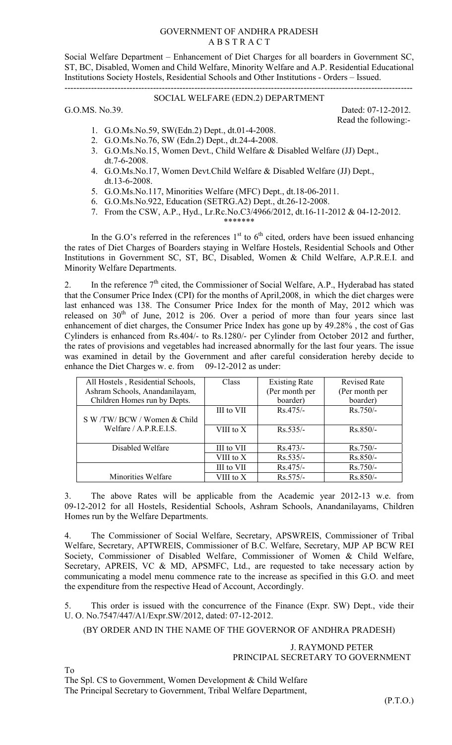# GOVERNMENT OF ANDHRA PRADESH
## A B S T R A C T

Social Welfare Department – Enhancement of Diet Charges for all boarders in Government SC, ST, BC, Disabled, Women and Child Welfare, Minority Welfare and A.P. Residential Educational Institutions Society Hostels, Residential Schools and Other Institutions - Orders – Issued.

---

### SOCIAL WELFARE (EDN.2) DEPARTMENT

G.O.MS. No.39. Dated: 07-12-2012.

Read the following:-

1. G.O.Ms.No.59, SW(Edn.2) Dept., dt.01-4-2008.
2. G.O.Ms.No.76, SW (Edn.2) Dept., dt.24-4-2008.
3. G.O.Ms.No.15, Women Devt., Child Welfare & Disabled Welfare (JJ) Dept., dt.7-6-2008.
4. G.O.Ms.No.17, Women Devt.Child Welfare & Disabled Welfare (JJ) Dept., dt.13-6-2008.
5. G.O.Ms.No.117, Minorities Welfare (MFC) Dept., dt.18-06-2011.
6. G.O.Ms.No.922, Education (SETRG.A2) Dept., dt.26-12-2008.
7. From the CSW, A.P., Hyd., Lr.Rc.No.C3/4966/2012, dt.16-11-2012 & 04-12-2012.

\*\*\*\*\*\*\*

In the G.O's referred in the references 1st to 6th cited, orders have been issued enhancing the rates of Diet Charges of Boarders staying in Welfare Hostels, Residential Schools and Other Institutions in Government SC, ST, BC, Disabled, Women & Child Welfare, A.P.R.E.I. and Minority Welfare Departments.

2. In the reference 7th cited, the Commissioner of Social Welfare, A.P., Hyderabad has stated that the Consumer Price Index (CPI) for the months of April,2008, in which the diet charges were last enhanced was 138. The Consumer Price Index for the month of May, 2012 which was released on 30th of June, 2012 is 206. Over a period of more than four years since last enhancement of diet charges, the Consumer Price Index has gone up by 49.28% , the cost of Gas Cylinders is enhanced from Rs.404/- to Rs.1280/- per Cylinder from October 2012 and further, the rates of provisions and vegetables had increased abnormally for the last four years. The issue was examined in detail by the Government and after careful consideration hereby decide to enhance the Diet Charges w. e. from 09-12-2012 as under:

| All Hostels , Residential Schools, Ashram Schools, Anandanilayam, Children Homes run by Depts. | Class | Existing Rate (Per month per boarder) | Revised Rate (Per month per boarder) |
|---|---|---|---|
| S W /TW/ BCW / Women & Child Welfare / A.P.R.E.I.S. | III to VII | Rs.475/- | Rs.750/- |
| | VIII to X | Rs.535/- | Rs.850/- |
| Disabled Welfare | III to VII | Rs.473/- | Rs.750/- |
| | VIII to X | Rs.535/- | Rs.850/- |
| Minorities Welfare | III to VII | Rs.475/- | Rs.750/- |
| | VIII to X | Rs.575/- | Rs.850/- |

3. The above Rates will be applicable from the Academic year 2012-13 w.e. from 09-12-2012 for all Hostels, Residential Schools, Ashram Schools, Anandanilayams, Children Homes run by the Welfare Departments.

4. The Commissioner of Social Welfare, Secretary, APSWREIS, Commissioner of Tribal Welfare, Secretary, APTWREIS, Commissioner of B.C. Welfare, Secretary, MJP AP BCW REI Society, Commissioner of Disabled Welfare, Commissioner of Women & Child Welfare, Secretary, APREIS, VC & MD, APSMFC, Ltd., are requested to take necessary action by communicating a model menu commence rate to the increase as specified in this G.O. and meet the expenditure from the respective Head of Account, Accordingly.

5. This order is issued with the concurrence of the Finance (Expr. SW) Dept., vide their U. O. No.7547/447/A1/Expr.SW/2012, dated: 07-12-2012.

(BY ORDER AND IN THE NAME OF THE GOVERNOR OF ANDHRA PRADESH)

J. RAYMOND PETER
PRINCIPAL SECRETARY TO GOVERNMENT

To

The Spl. CS to Government, Women Development & Child Welfare
The Principal Secretary to Government, Tribal Welfare Department,

(P.T.O.)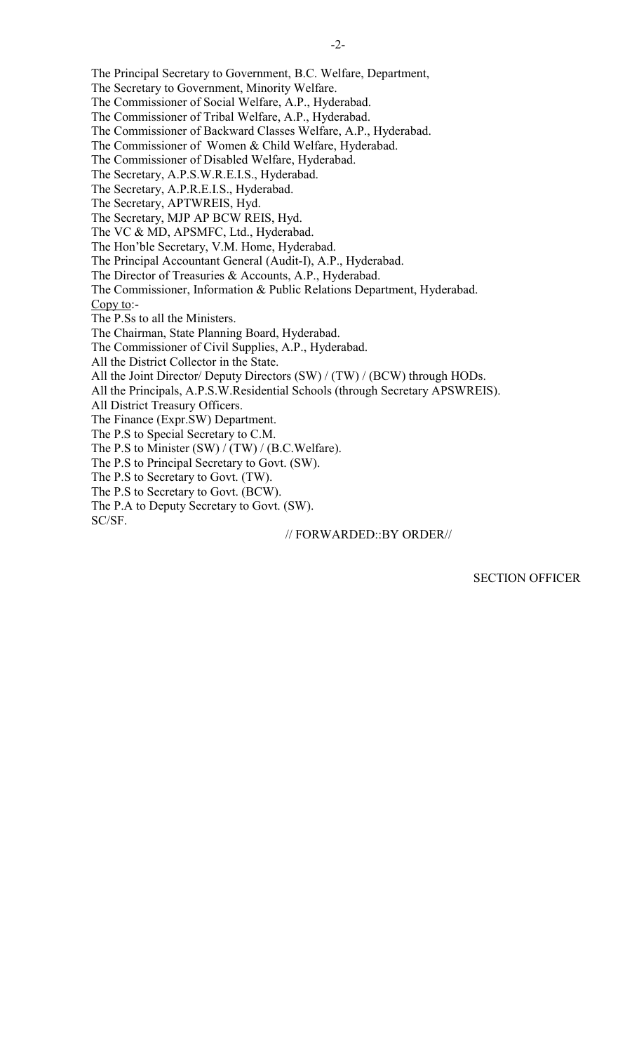The Principal Secretary to Government, B.C. Welfare, Department,
The Secretary to Government, Minority Welfare.
The Commissioner of Social Welfare, A.P., Hyderabad.
The Commissioner of Tribal Welfare, A.P., Hyderabad.
The Commissioner of Backward Classes Welfare, A.P., Hyderabad.
The Commissioner of Women & Child Welfare, Hyderabad.
The Commissioner of Disabled Welfare, Hyderabad.
The Secretary, A.P.S.W.R.E.I.S., Hyderabad.
The Secretary, A.P.R.E.I.S., Hyderabad.
The Secretary, APTWREIS, Hyd.
The Secretary, MJP AP BCW REIS, Hyd.
The VC & MD, APSMFC, Ltd., Hyderabad.
The Hon'ble Secretary, V.M. Home, Hyderabad.
The Principal Accountant General (Audit-I), A.P., Hyderabad.
The Director of Treasuries & Accounts, A.P., Hyderabad.
The Commissioner, Information & Public Relations Department, Hyderabad.

Copy to:-

The P.Ss to all the Ministers.
The Chairman, State Planning Board, Hyderabad.
The Commissioner of Civil Supplies, A.P., Hyderabad.
All the District Collector in the State.
All the Joint Director/ Deputy Directors (SW) / (TW) / (BCW) through HODs.
All the Principals, A.P.S.W.Residential Schools (through Secretary APSWREIS).
All District Treasury Officers.
The Finance (Expr.SW) Department.
The P.S to Special Secretary to C.M.
The P.S to Minister (SW) / (TW) / (B.C.Welfare).
The P.S to Principal Secretary to Govt. (SW).
The P.S to Secretary to Govt. (TW).
The P.S to Secretary to Govt. (BCW).
The P.A to Deputy Secretary to Govt. (SW).
SC/SF.

// FORWARDED::BY ORDER//

SECTION OFFICER